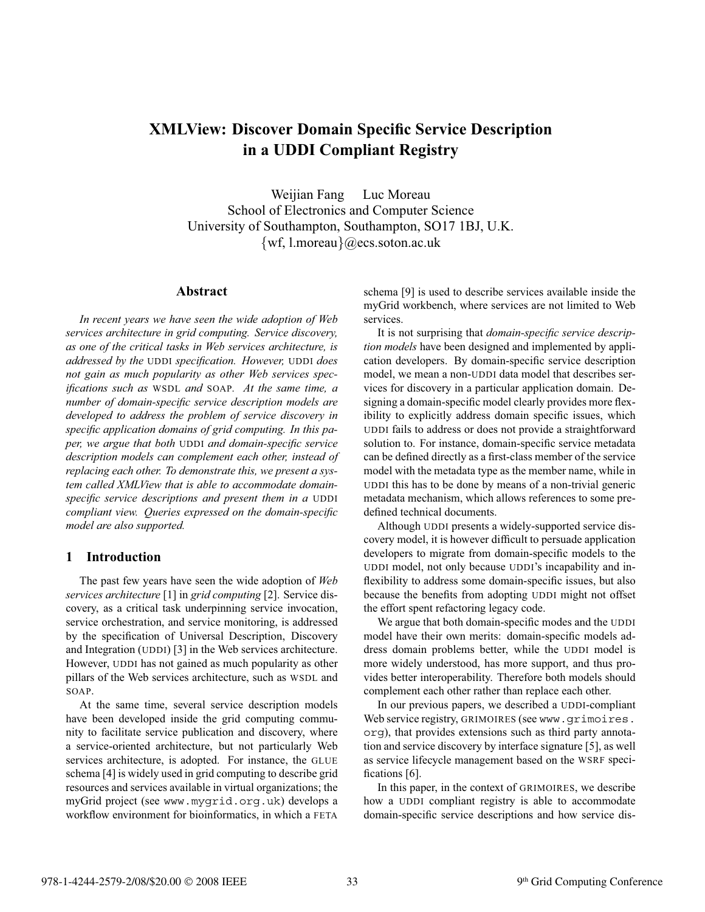# XMLView: Discover Domain Specific Service Description in a UDDI Compliant Registry

Weijian Fang Luc Moreau
School of Electronics and Computer Science
University of Southampton, Southampton, SO17 1BJ, U.K.
{wf, l.moreau}@ecs.soton.ac.uk

## Abstract

*In recent years we have seen the wide adoption of Web services architecture in grid computing. Service discovery, as one of the critical tasks in Web services architecture, is addressed by the* UDDI *specification. However,* UDDI *does not gain as much popularity as other Web services specifications such as* WSDL *and* SOAP*. At the same time, a number of domain-specific service description models are developed to address the problem of service discovery in specific application domains of grid computing. In this paper, we argue that both* UDDI *and domain-specific service description models can complement each other, instead of replacing each other. To demonstrate this, we present a system called XMLView that is able to accommodate domain-specific service descriptions and present them in a* UDDI *compliant view. Queries expressed on the domain-specific model are also supported.*

## 1 Introduction

The past few years have seen the wide adoption of *Web services architecture* [1] in *grid computing* [2]. Service discovery, as a critical task underpinning service invocation, service orchestration, and service monitoring, is addressed by the specification of Universal Description, Discovery and Integration (UDDI) [3] in the Web services architecture. However, UDDI has not gained as much popularity as other pillars of the Web services architecture, such as WSDL and SOAP.

At the same time, several service description models have been developed inside the grid computing community to facilitate service publication and discovery, where a service-oriented architecture, but not particularly Web services architecture, is adopted. For instance, the GLUE schema [4] is widely used in grid computing to describe grid resources and services available in virtual organizations; the myGrid project (see `www.mygrid.org.uk`) develops a workflow environment for bioinformatics, in which a FETA schema [9] is used to describe services available inside the myGrid workbench, where services are not limited to Web services.

It is not surprising that *domain-specific service description models* have been designed and implemented by application developers. By domain-specific service description model, we mean a non-UDDI data model that describes services for discovery in a particular application domain. Designing a domain-specific model clearly provides more flexibility to explicitly address domain specific issues, which UDDI fails to address or does not provide a straightforward solution to. For instance, domain-specific service metadata can be defined directly as a first-class member of the service model with the metadata type as the member name, while in UDDI this has to be done by means of a non-trivial generic metadata mechanism, which allows references to some predefined technical documents.

Although UDDI presents a widely-supported service discovery model, it is however difficult to persuade application developers to migrate from domain-specific models to the UDDI model, not only because UDDI's incapability and inflexibility to address some domain-specific issues, but also because the benefits from adopting UDDI might not offset the effort spent refactoring legacy code.

We argue that both domain-specific modes and the UDDI model have their own merits: domain-specific models address domain problems better, while the UDDI model is more widely understood, has more support, and thus provides better interoperability. Therefore both models should complement each other rather than replace each other.

In our previous papers, we described a UDDI-compliant Web service registry, GRIMOIRES (see `www.grimoires.org`), that provides extensions such as third party annotation and service discovery by interface signature [5], as well as service lifecycle management based on the WSRF specifications [6].

In this paper, in the context of GRIMOIRES, we describe how a UDDI compliant registry is able to accommodate domain-specific service descriptions and how service dis-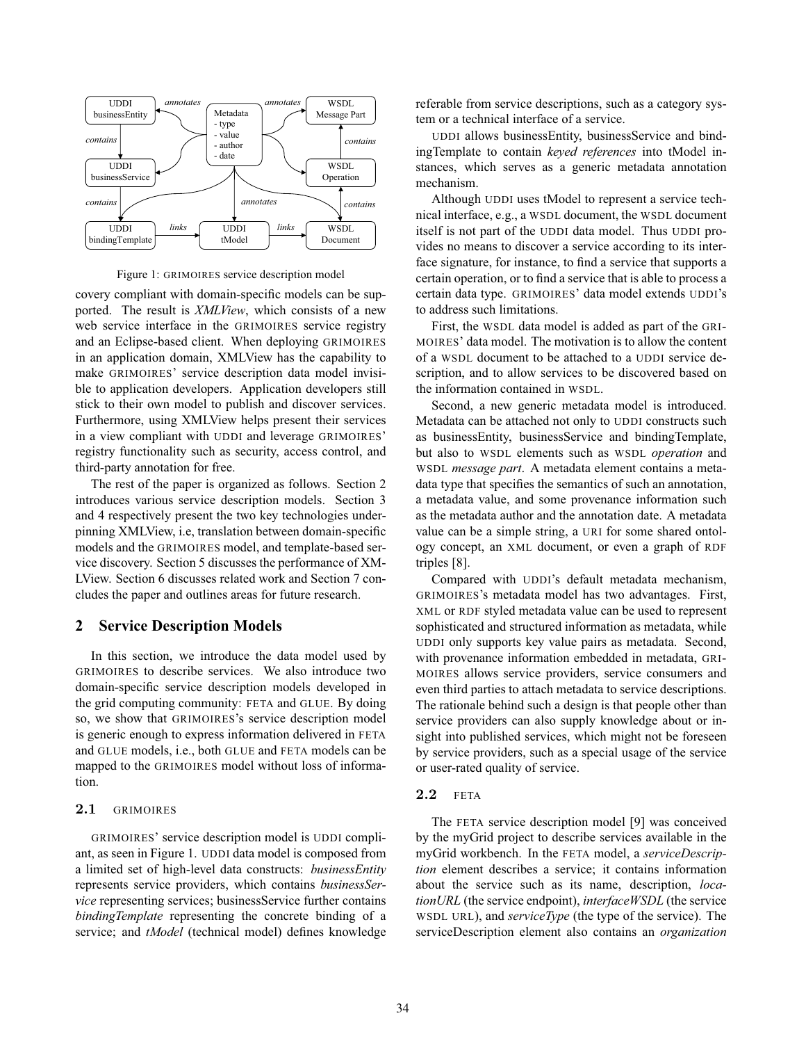UDDI businessEntity
annotates
Metadata
- type
- value
- author
- date
annotates
WSDL Message Part
contains
contains
UDDI businessService
WSDL Operation
contains
annotates
contains
UDDI bindingTemplate
links
UDDI tModel
links
WSDL Document

Figure 1: GRIMOIRES service description model

covery compliant with domain-specific models can be supported. The result is *XMLView*, which consists of a new web service interface in the GRIMOIRES service registry and an Eclipse-based client. When deploying GRIMOIRES in an application domain, XMLView has the capability to make GRIMOIRES' service description data model invisible to application developers. Application developers still stick to their own model to publish and discover services. Furthermore, using XMLView helps present their services in a view compliant with UDDI and leverage GRIMOIRES' registry functionality such as security, access control, and third-party annotation for free.

The rest of the paper is organized as follows. Section 2 introduces various service description models. Section 3 and 4 respectively present the two key technologies underpinning XMLView, i.e, translation between domain-specific models and the GRIMOIRES model, and template-based service discovery. Section 5 discusses the performance of XMLView. Section 6 discusses related work and Section 7 concludes the paper and outlines areas for future research.

## 2 Service Description Models

In this section, we introduce the data model used by GRIMOIRES to describe services. We also introduce two domain-specific service description models developed in the grid computing community: FETA and GLUE. By doing so, we show that GRIMOIRES's service description model is generic enough to express information delivered in FETA and GLUE models, i.e., both GLUE and FETA models can be mapped to the GRIMOIRES model without loss of information.

### 2.1 GRIMOIRES

GRIMOIRES' service description model is UDDI compliant, as seen in Figure 1. UDDI data model is composed from a limited set of high-level data constructs: *businessEntity* represents service providers, which contains *businessService* representing services; businessService further contains *bindingTemplate* representing the concrete binding of a service; and *tModel* (technical model) defines knowledge referable from service descriptions, such as a category system or a technical interface of a service.

UDDI allows businessEntity, businessService and bindingTemplate to contain *keyed references* into tModel instances, which serves as a generic metadata annotation mechanism.

Although UDDI uses tModel to represent a service technical interface, e.g., a WSDL document, the WSDL document itself is not part of the UDDI data model. Thus UDDI provides no means to discover a service according to its interface signature, for instance, to find a service that supports a certain operation, or to find a service that is able to process a certain data type. GRIMOIRES' data model extends UDDI's to address such limitations.

First, the WSDL data model is added as part of the GRIMOIRES' data model. The motivation is to allow the content of a WSDL document to be attached to a UDDI service description, and to allow services to be discovered based on the information contained in WSDL.

Second, a new generic metadata model is introduced. Metadata can be attached not only to UDDI constructs such as businessEntity, businessService and bindingTemplate, but also to WSDL elements such as WSDL *operation* and WSDL *message part*. A metadata element contains a metadata type that specifies the semantics of such an annotation, a metadata value, and some provenance information such as the metadata author and the annotation date. A metadata value can be a simple string, a URI for some shared ontology concept, an XML document, or even a graph of RDF triples [8].

Compared with UDDI's default metadata mechanism, GRIMOIRES's metadata model has two advantages. First, XML or RDF styled metadata value can be used to represent sophisticated and structured information as metadata, while UDDI only supports key value pairs as metadata. Second, with provenance information embedded in metadata, GRIMOIRES allows service providers, service consumers and even third parties to attach metadata to service descriptions. The rationale behind such a design is that people other than service providers can also supply knowledge about or insight into published services, which might not be foreseen by service providers, such as a special usage of the service or user-rated quality of service.

### 2.2 FETA

The FETA service description model [9] was conceived by the myGrid project to describe services available in the myGrid workbench. In the FETA model, a *serviceDescription* element describes a service; it contains information about the service such as its name, description, *locationURL* (the service endpoint), *interfaceWSDL* (the service WSDL URL), and *serviceType* (the type of the service). The serviceDescription element also contains an *organization*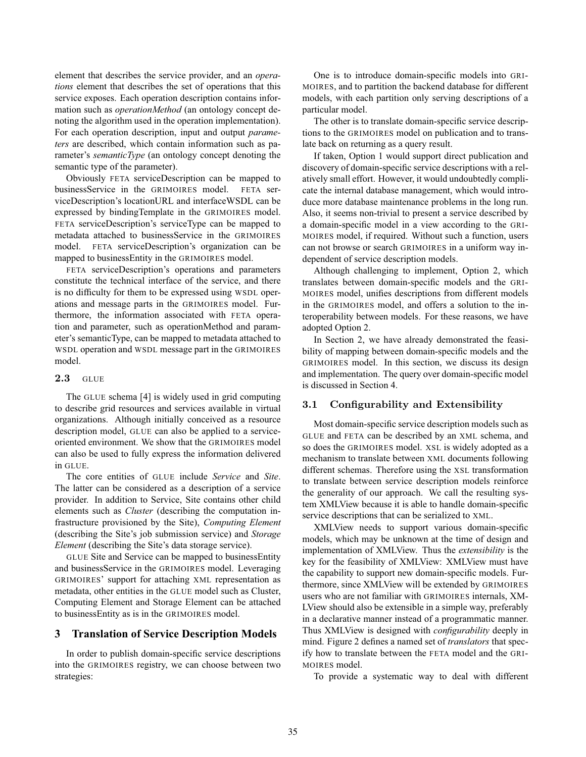element that describes the service provider, and an *operations* element that describes the set of operations that this service exposes. Each operation description contains information such as *operationMethod* (an ontology concept denoting the algorithm used in the operation implementation). For each operation description, input and output *parameters* are described, which contain information such as parameter's *semanticType* (an ontology concept denoting the semantic type of the parameter).

Obviously FETA serviceDescription can be mapped to businessService in the GRIMOIRES model. FETA serviceDescription's locationURL and interfaceWSDL can be expressed by bindingTemplate in the GRIMOIRES model. FETA serviceDescription's serviceType can be mapped to metadata attached to businessService in the GRIMOIRES model. FETA serviceDescription's organization can be mapped to businessEntity in the GRIMOIRES model.

FETA serviceDescription's operations and parameters constitute the technical interface of the service, and there is no difficulty for them to be expressed using WSDL operations and message parts in the GRIMOIRES model. Furthermore, the information associated with FETA operation and parameter, such as operationMethod and parameter's semanticType, can be mapped to metadata attached to WSDL operation and WSDL message part in the GRIMOIRES model.

### 2.3 GLUE

The GLUE schema [4] is widely used in grid computing to describe grid resources and services available in virtual organizations. Although initially conceived as a resource description model, GLUE can also be applied to a service-oriented environment. We show that the GRIMOIRES model can also be used to fully express the information delivered in GLUE.

The core entities of GLUE include *Service* and *Site*. The latter can be considered as a description of a service provider. In addition to Service, Site contains other child elements such as *Cluster* (describing the computation infrastructure provisioned by the Site), *Computing Element* (describing the Site's job submission service) and *Storage Element* (describing the Site's data storage service).

GLUE Site and Service can be mapped to businessEntity and businessService in the GRIMOIRES model. Leveraging GRIMOIRES' support for attaching XML representation as metadata, other entities in the GLUE model such as Cluster, Computing Element and Storage Element can be attached to businessEntity as is in the GRIMOIRES model.

## 3 Translation of Service Description Models

In order to publish domain-specific service descriptions into the GRIMOIRES registry, we can choose between two strategies:

One is to introduce domain-specific models into GRIMOIRES, and to partition the backend database for different models, with each partition only serving descriptions of a particular model.

The other is to translate domain-specific service descriptions to the GRIMOIRES model on publication and to translate back on returning as a query result.

If taken, Option 1 would support direct publication and discovery of domain-specific service descriptions with a relatively small effort. However, it would undoubtedly complicate the internal database management, which would introduce more database maintenance problems in the long run. Also, it seems non-trivial to present a service described by a domain-specific model in a view according to the GRIMOIRES model, if required. Without such a function, users can not browse or search GRIMOIRES in a uniform way independent of service description models.

Although challenging to implement, Option 2, which translates between domain-specific models and the GRIMOIRES model, unifies descriptions from different models in the GRIMOIRES model, and offers a solution to the interoperability between models. For these reasons, we have adopted Option 2.

In Section 2, we have already demonstrated the feasibility of mapping between domain-specific models and the GRIMOIRES model. In this section, we discuss its design and implementation. The query over domain-specific model is discussed in Section 4.

### 3.1 Configurability and Extensibility

Most domain-specific service description models such as GLUE and FETA can be described by an XML schema, and so does the GRIMOIRES model. XSL is widely adopted as a mechanism to translate between XML documents following different schemas. Therefore using the XSL transformation to translate between service description models reinforce the generality of our approach. We call the resulting system XMLView because it is able to handle domain-specific service descriptions that can be serialized to XML.

XMLView needs to support various domain-specific models, which may be unknown at the time of design and implementation of XMLView. Thus the *extensibility* is the key for the feasibility of XMLView: XMLView must have the capability to support new domain-specific models. Furthermore, since XMLView will be extended by GRIMOIRES users who are not familiar with GRIMOIRES internals, XMLView should also be extensible in a simple way, preferably in a declarative manner instead of a programmatic manner. Thus XMLView is designed with *configurability* deeply in mind. Figure 2 defines a named set of *translators* that specify how to translate between the FETA model and the GRIMOIRES model.

To provide a systematic way to deal with different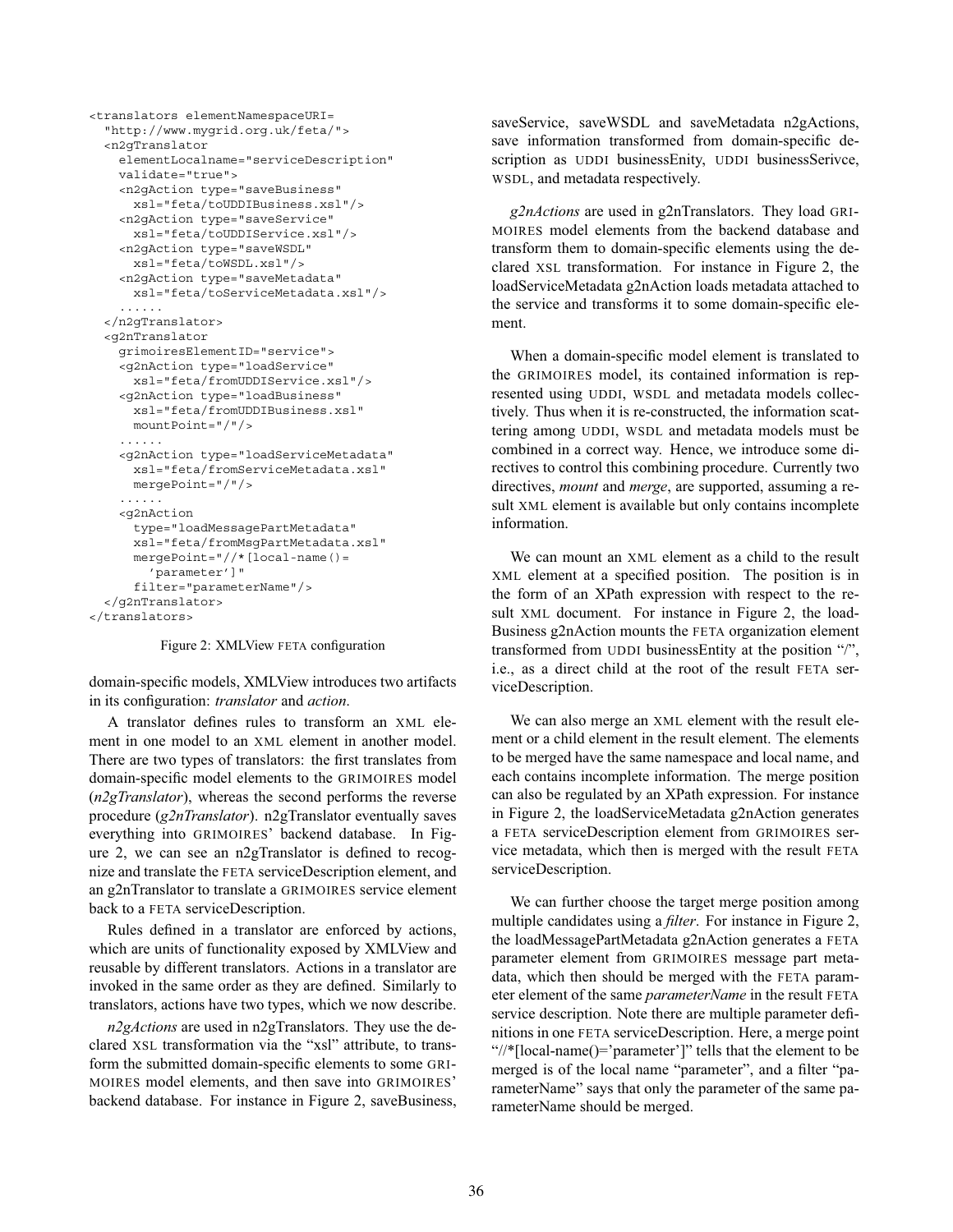```
<translators elementNamespaceURI=
  "http://www.mygrid.org.uk/feta/">
  <n2gTranslator
    elementLocalname="serviceDescription"
    validate="true">
    <n2gAction type="saveBusiness"
      xsl="feta/toUDDIBusiness.xsl"/>
    <n2gAction type="saveService"
      xsl="feta/toUDDIService.xsl"/>
    <n2gAction type="saveWSDL"
      xsl="feta/toWSDL.xsl"/>
    <n2gAction type="saveMetadata"
      xsl="feta/toServiceMetadata.xsl"/>
    ......
  </n2gTranslator>
  <g2nTranslator
    grimoiresElementID="service">
    <g2nAction type="loadService"
      xsl="feta/fromUDDIService.xsl"/>
    <g2nAction type="loadBusiness"
      xsl="feta/fromUDDIBusiness.xsl"
      mountPoint="/"/>
    ......
    <g2nAction type="loadServiceMetadata"
      xsl="feta/fromServiceMetadata.xsl"
      mergePoint="/"/>
    ......
    <g2nAction
      type="loadMessagePartMetadata"
      xsl="feta/fromMsgPartMetadata.xsl"
      mergePoint="//*[local-name()=
        'parameter']"
      filter="parameterName"/>
  </g2nTranslator>
</translators>
```

Figure 2: XMLView FETA configuration

domain-specific models, XMLView introduces two artifacts in its configuration: *translator* and *action*.

A translator defines rules to transform an XML element in one model to an XML element in another model. There are two types of translators: the first translates from domain-specific model elements to the GRIMOIRES model (*n2gTranslator*), whereas the second performs the reverse procedure (*g2nTranslator*). n2gTranslator eventually saves everything into GRIMOIRES' backend database. In Figure 2, we can see an n2gTranslator is defined to recognize and translate the FETA serviceDescription element, and an g2nTranslator to translate a GRIMOIRES service element back to a FETA serviceDescription.

Rules defined in a translator are enforced by actions, which are units of functionality exposed by XMLView and reusable by different translators. Actions in a translator are invoked in the same order as they are defined. Similarly to translators, actions have two types, which we now describe.

*n2gActions* are used in n2gTranslators. They use the declared XSL transformation via the "xsl" attribute, to transform the submitted domain-specific elements to some GRIMOIRES model elements, and then save into GRIMOIRES' backend database. For instance in Figure 2, saveBusiness, saveService, saveWSDL and saveMetadata n2gActions, save information transformed from domain-specific description as UDDI businessEnity, UDDI businessSerivce, WSDL, and metadata respectively.

*g2nActions* are used in g2nTranslators. They load GRIMOIRES model elements from the backend database and transform them to domain-specific elements using the declared XSL transformation. For instance in Figure 2, the loadServiceMetadata g2nAction loads metadata attached to the service and transforms it to some domain-specific element.

When a domain-specific model element is translated to the GRIMOIRES model, its contained information is represented using UDDI, WSDL and metadata models collectively. Thus when it is re-constructed, the information scattering among UDDI, WSDL and metadata models must be combined in a correct way. Hence, we introduce some directives to control this combining procedure. Currently two directives, *mount* and *merge*, are supported, assuming a result XML element is available but only contains incomplete information.

We can mount an XML element as a child to the result XML element at a specified position. The position is in the form of an XPath expression with respect to the result XML document. For instance in Figure 2, the loadBusiness g2nAction mounts the FETA organization element transformed from UDDI businessEntity at the position "/", i.e., as a direct child at the root of the result FETA serviceDescription.

We can also merge an XML element with the result element or a child element in the result element. The elements to be merged have the same namespace and local name, and each contains incomplete information. The merge position can also be regulated by an XPath expression. For instance in Figure 2, the loadServiceMetadata g2nAction generates a FETA serviceDescription element from GRIMOIRES service metadata, which then is merged with the result FETA serviceDescription.

We can further choose the target merge position among multiple candidates using a *filter*. For instance in Figure 2, the loadMessagePartMetadata g2nAction generates a FETA parameter element from GRIMOIRES message part metadata, which then should be merged with the FETA parameter element of the same *parameterName* in the result FETA service description. Note there are multiple parameter definitions in one FETA serviceDescription. Here, a merge point "//*[local-name()='parameter']" tells that the element to be merged is of the local name "parameter", and a filter "parameterName" says that only the parameter of the same parameterName should be merged.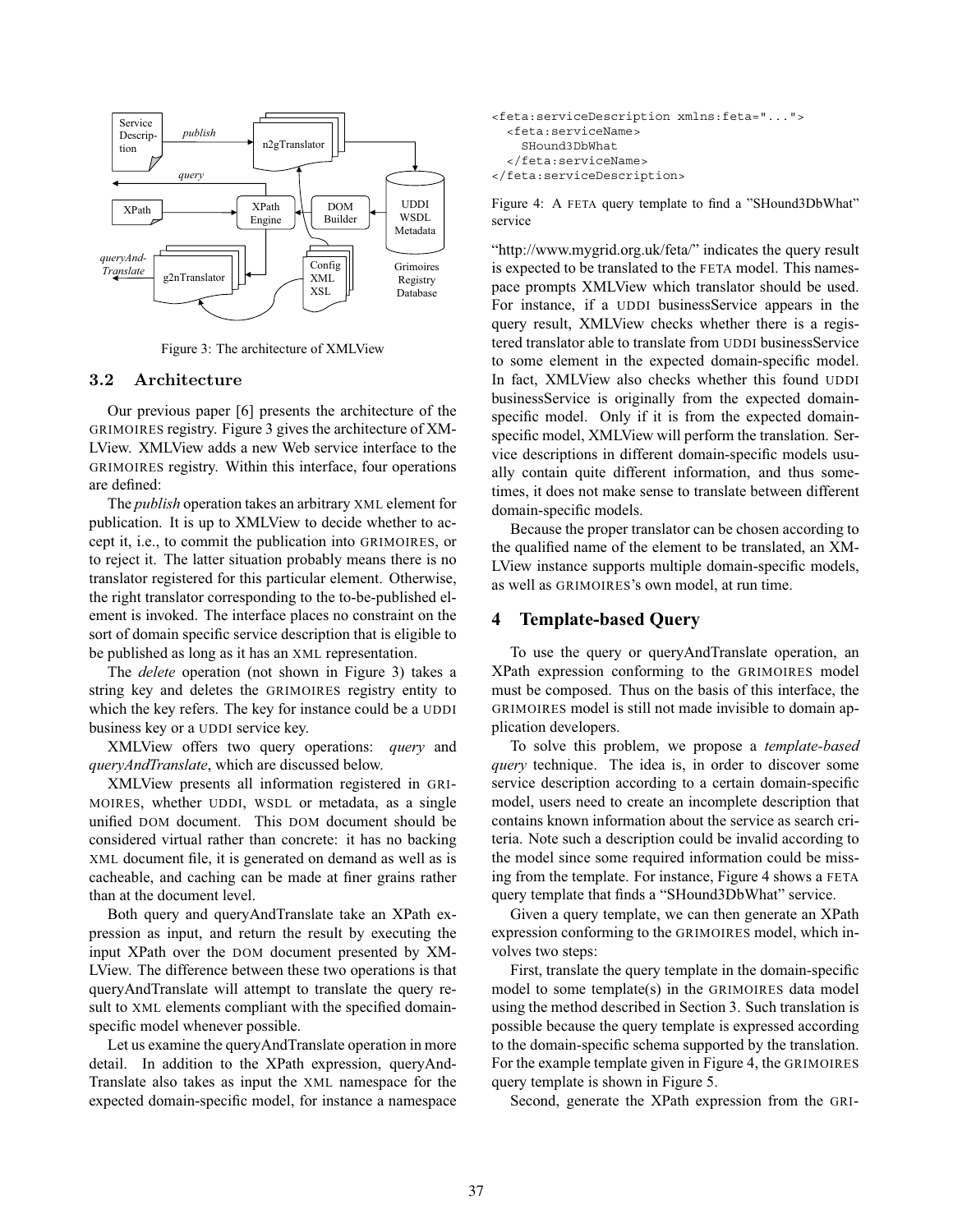Figure 3: The architecture of XMLView

### 3.2 Architecture

Our previous paper [6] presents the architecture of the GRIMOIRES registry. Figure 3 gives the architecture of XMLView. XMLView adds a new Web service interface to the GRIMOIRES registry. Within this interface, four operations are defined:

The *publish* operation takes an arbitrary XML element for publication. It is up to XMLView to decide whether to accept it, i.e., to commit the publication into GRIMOIRES, or to reject it. The latter situation probably means there is no translator registered for this particular element. Otherwise, the right translator corresponding to the to-be-published element is invoked. The interface places no constraint on the sort of domain specific service description that is eligible to be published as long as it has an XML representation.

The *delete* operation (not shown in Figure 3) takes a string key and deletes the GRIMOIRES registry entity to which the key refers. The key for instance could be a UDDI business key or a UDDI service key.

XMLView offers two query operations: *query* and *queryAndTranslate*, which are discussed below.

XMLView presents all information registered in GRIMOIRES, whether UDDI, WSDL or metadata, as a single unified DOM document. This DOM document should be considered virtual rather than concrete: it has no backing XML document file, it is generated on demand as well as is cacheable, and caching can be made at finer grains rather than at the document level.

Both query and queryAndTranslate take an XPath expression as input, and return the result by executing the input XPath over the DOM document presented by XMLView. The difference between these two operations is that queryAndTranslate will attempt to translate the query result to XML elements compliant with the specified domain-specific model whenever possible.

Let us examine the queryAndTranslate operation in more detail. In addition to the XPath expression, queryAndTranslate also takes as input the XML namespace for the expected domain-specific model, for instance a namespace

```
<feta:serviceDescription xmlns:feta="...">
  <feta:serviceName>
    SHound3DbWhat
  </feta:serviceName>
</feta:serviceDescription>
```

Figure 4: A FETA query template to find a "SHound3DbWhat" service

"http://www.mygrid.org.uk/feta/" indicates the query result is expected to be translated to the FETA model. This namespace prompts XMLView which translator should be used. For instance, if a UDDI businessService appears in the query result, XMLView checks whether there is a registered translator able to translate from UDDI businessService to some element in the expected domain-specific model. In fact, XMLView also checks whether this found UDDI businessService is originally from the expected domain-specific model. Only if it is from the expected domain-specific model, XMLView will perform the translation. Service descriptions in different domain-specific models usually contain quite different information, and thus sometimes, it does not make sense to translate between different domain-specific models.

Because the proper translator can be chosen according to the qualified name of the element to be translated, an XMLView instance supports multiple domain-specific models, as well as GRIMOIRES's own model, at run time.

## 4 Template-based Query

To use the query or queryAndTranslate operation, an XPath expression conforming to the GRIMOIRES model must be composed. Thus on the basis of this interface, the GRIMOIRES model is still not made invisible to domain application developers.

To solve this problem, we propose a *template-based query* technique. The idea is, in order to discover some service description according to a certain domain-specific model, users need to create an incomplete description that contains known information about the service as search criteria. Note such a description could be invalid according to the model since some required information could be missing from the template. For instance, Figure 4 shows a FETA query template that finds a "SHound3DbWhat" service.

Given a query template, we can then generate an XPath expression conforming to the GRIMOIRES model, which involves two steps:

First, translate the query template in the domain-specific model to some template(s) in the GRIMOIRES data model using the method described in Section 3. Such translation is possible because the query template is expressed according to the domain-specific schema supported by the translation. For the example template given in Figure 4, the GRIMOIRES query template is shown in Figure 5.

Second, generate the XPath expression from the GRI-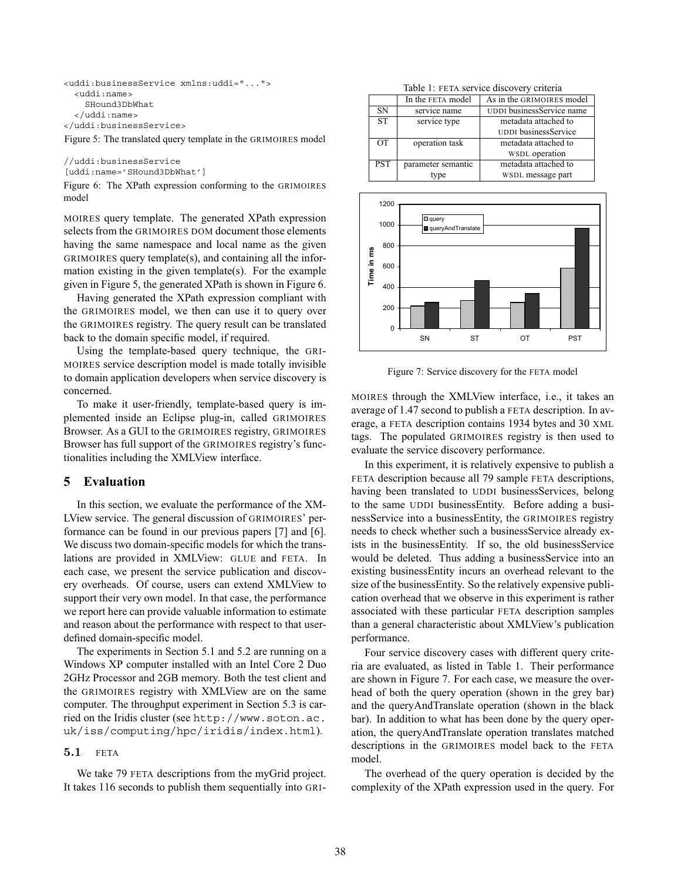```
<uddi:businessService xmlns:uddi="...">
  <uddi:name>
    SHound3DbWhat
  </uddi:name>
</uddi:businessService>
```

Figure 5: The translated query template in the GRIMOIRES model

```
//uddi:businessService
[uddi:name='SHound3DbWhat']
```

Figure 6: The XPath expression conforming to the GRIMOIRES model

MOIRES query template. The generated XPath expression selects from the GRIMOIRES DOM document those elements having the same namespace and local name as the given GRIMOIRES query template(s), and containing all the information existing in the given template(s). For the example given in Figure 5, the generated XPath is shown in Figure 6.

Having generated the XPath expression compliant with the GRIMOIRES model, we then can use it to query over the GRIMOIRES registry. The query result can be translated back to the domain specific model, if required.

Using the template-based query technique, the GRIMOIRES service description model is made totally invisible to domain application developers when service discovery is concerned.

To make it user-friendly, template-based query is implemented inside an Eclipse plug-in, called GRIMOIRES Browser. As a GUI to the GRIMOIRES registry, GRIMOIRES Browser has full support of the GRIMOIRES registry's functionalities including the XMLView interface.

## 5 Evaluation

In this section, we evaluate the performance of the XMLView service. The general discussion of GRIMOIRES' performance can be found in our previous papers [7] and [6]. We discuss two domain-specific models for which the translations are provided in XMLView: GLUE and FETA. In each case, we present the service publication and discovery overheads. Of course, users can extend XMLView to support their very own model. In that case, the performance we report here can provide valuable information to estimate and reason about the performance with respect to that user-defined domain-specific model.

The experiments in Section 5.1 and 5.2 are running on a Windows XP computer installed with an Intel Core 2 Duo 2GHz Processor and 2GB memory. Both the test client and the GRIMOIRES registry with XMLView are on the same computer. The throughput experiment in Section 5.3 is carried on the Iridis cluster (see `http://www.soton.ac.uk/iss/computing/hpc/iridis/index.html`).

### 5.1 FETA

We take 79 FETA descriptions from the myGrid project. It takes 116 seconds to publish them sequentially into GRIMOIRES through the XMLView interface, i.e., it takes an average of 1.47 second to publish a FETA description. In average, a FETA description contains 1934 bytes and 30 XML tags. The populated GRIMOIRES registry is then used to evaluate the service discovery performance.

Table 1: FETA service discovery criteria

| | In the FETA model | As in the GRIMOIRES model |
|---|---|---|
| SN | service name | UDDI businessService name |
| ST | service type | metadata attached to UDDI businessService |
| OT | operation task | metadata attached to WSDL operation |
| PST | parameter semantic type | metadata attached to WSDL message part |

Figure 7: Service discovery for the FETA model

In this experiment, it is relatively expensive to publish a FETA description because all 79 sample FETA descriptions, having been translated to UDDI businessServices, belong to the same UDDI businessEntity. Before adding a businessService into a businessEntity, the GRIMOIRES registry needs to check whether such a businessService already exists in the businessEntity. If so, the old businessService would be deleted. Thus adding a businessService into an existing businessEntity incurs an overhead relevant to the size of the businessEntity. So the relatively expensive publication overhead that we observe in this experiment is rather associated with these particular FETA description samples than a general characteristic about XMLView's publication performance.

Four service discovery cases with different query criteria are evaluated, as listed in Table 1. Their performance are shown in Figure 7. For each case, we measure the overhead of both the query operation (shown in the grey bar) and the queryAndTranslate operation (shown in the black bar). In addition to what has been done by the query operation, the queryAndTranslate operation translates matched descriptions in the GRIMOIRES model back to the FETA model.

The overhead of the query operation is decided by the complexity of the XPath expression used in the query. For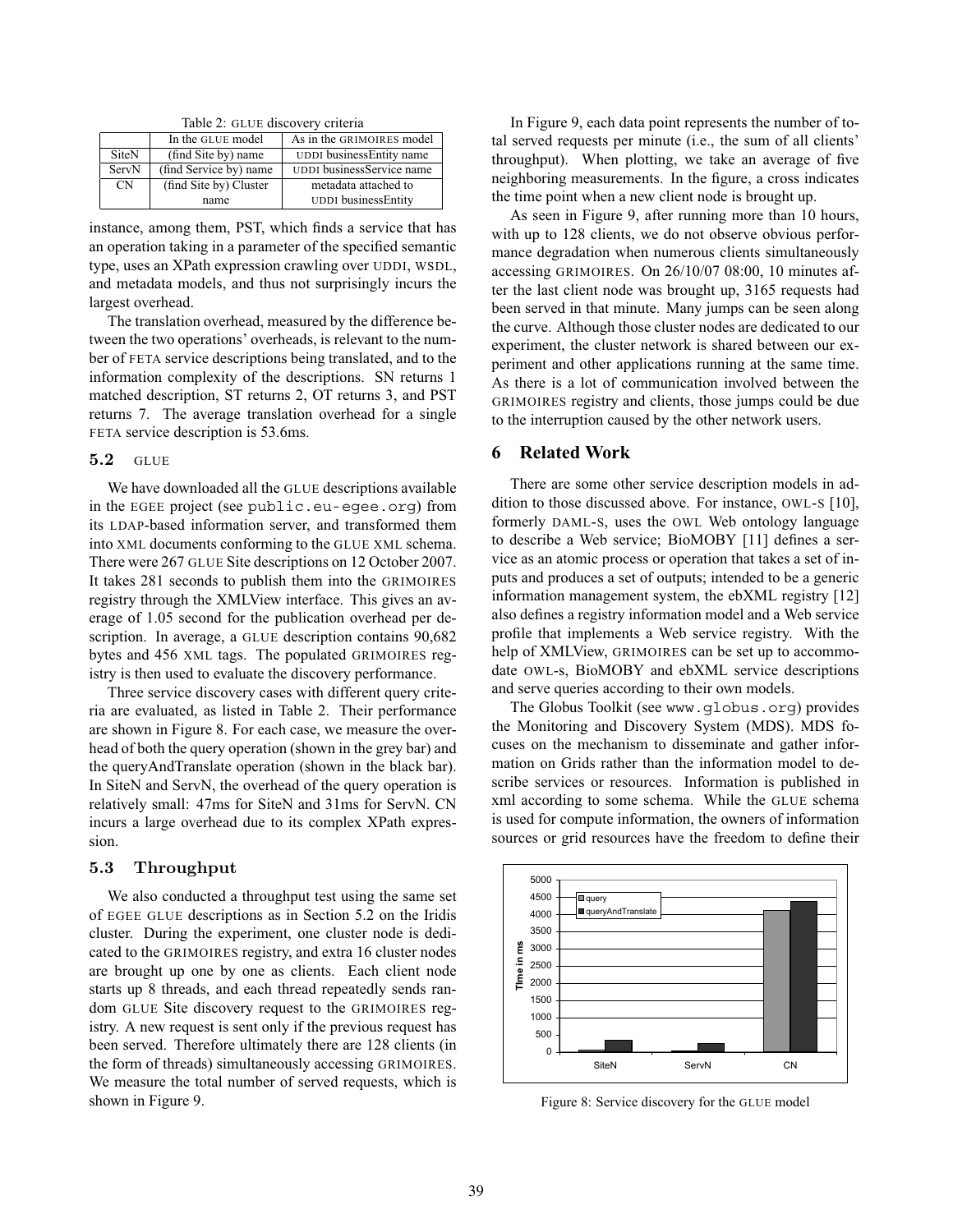Table 2: GLUE discovery criteria

| | In the GLUE model | As in the GRIMOIRES model |
|---|---|---|
| SiteN | (find Site by) name | UDDI businessEntity name |
| ServN | (find Service by) name | UDDI businessService name |
| CN | (find Site by) Cluster name | metadata attached to UDDI businessEntity |

instance, among them, PST, which finds a service that has an operation taking in a parameter of the specified semantic type, uses an XPath expression crawling over UDDI, WSDL, and metadata models, and thus not surprisingly incurs the largest overhead.

The translation overhead, measured by the difference between the two operations' overheads, is relevant to the number of FETA service descriptions being translated, and to the information complexity of the descriptions. SN returns 1 matched description, ST returns 2, OT returns 3, and PST returns 7. The average translation overhead for a single FETA service description is 53.6ms.

### 5.2 GLUE

We have downloaded all the GLUE descriptions available in the EGEE project (see public.eu-egee.org) from its LDAP-based information server, and transformed them into XML documents conforming to the GLUE XML schema. There were 267 GLUE Site descriptions on 12 October 2007. It takes 281 seconds to publish them into the GRIMOIRES registry through the XMLView interface. This gives an average of 1.05 second for the publication overhead per description. In average, a GLUE description contains 90,682 bytes and 456 XML tags. The populated GRIMOIRES registry is then used to evaluate the discovery performance.

Three service discovery cases with different query criteria are evaluated, as listed in Table 2. Their performance are shown in Figure 8. For each case, we measure the overhead of both the query operation (shown in the grey bar) and the queryAndTranslate operation (shown in the black bar). In SiteN and ServN, the overhead of the query operation is relatively small: 47ms for SiteN and 31ms for ServN. CN incurs a large overhead due to its complex XPath expression.

### 5.3 Throughput

We also conducted a throughput test using the same set of EGEE GLUE descriptions as in Section 5.2 on the Iridis cluster. During the experiment, one cluster node is dedicated to the GRIMOIRES registry, and extra 16 cluster nodes are brought up one by one as clients. Each client node starts up 8 threads, and each thread repeatedly sends random GLUE Site discovery request to the GRIMOIRES registry. A new request is sent only if the previous request has been served. Therefore ultimately there are 128 clients (in the form of threads) simultaneously accessing GRIMOIRES. We measure the total number of served requests, which is shown in Figure 9.

In Figure 9, each data point represents the number of total served requests per minute (i.e., the sum of all clients' throughput). When plotting, we take an average of five neighboring measurements. In the figure, a cross indicates the time point when a new client node is brought up.

As seen in Figure 9, after running more than 10 hours, with up to 128 clients, we do not observe obvious performance degradation when numerous clients simultaneously accessing GRIMOIRES. On 26/10/07 08:00, 10 minutes after the last client node was brought up, 3165 requests had been served in that minute. Many jumps can be seen along the curve. Although those cluster nodes are dedicated to our experiment, the cluster network is shared between our experiment and other applications running at the same time. As there is a lot of communication involved between the GRIMOIRES registry and clients, those jumps could be due to the interruption caused by the other network users.

## 6 Related Work

There are some other service description models in addition to those discussed above. For instance, OWL-S [10], formerly DAML-S, uses the OWL Web ontology language to describe a Web service; BioMOBY [11] defines a service as an atomic process or operation that takes a set of inputs and produces a set of outputs; intended to be a generic information management system, the ebXML registry [12] also defines a registry information model and a Web service profile that implements a Web service registry. With the help of XMLView, GRIMOIRES can be set up to accommodate OWL-S, BioMOBY and ebXML service descriptions and serve queries according to their own models.

The Globus Toolkit (see www.globus.org) provides the Monitoring and Discovery System (MDS). MDS focuses on the mechanism to disseminate and gather information on Grids rather than the information model to describe services or resources. Information is published in xml according to some schema. While the GLUE schema is used for compute information, the owners of information sources or grid resources have the freedom to define their

Figure 8: Service discovery for the GLUE model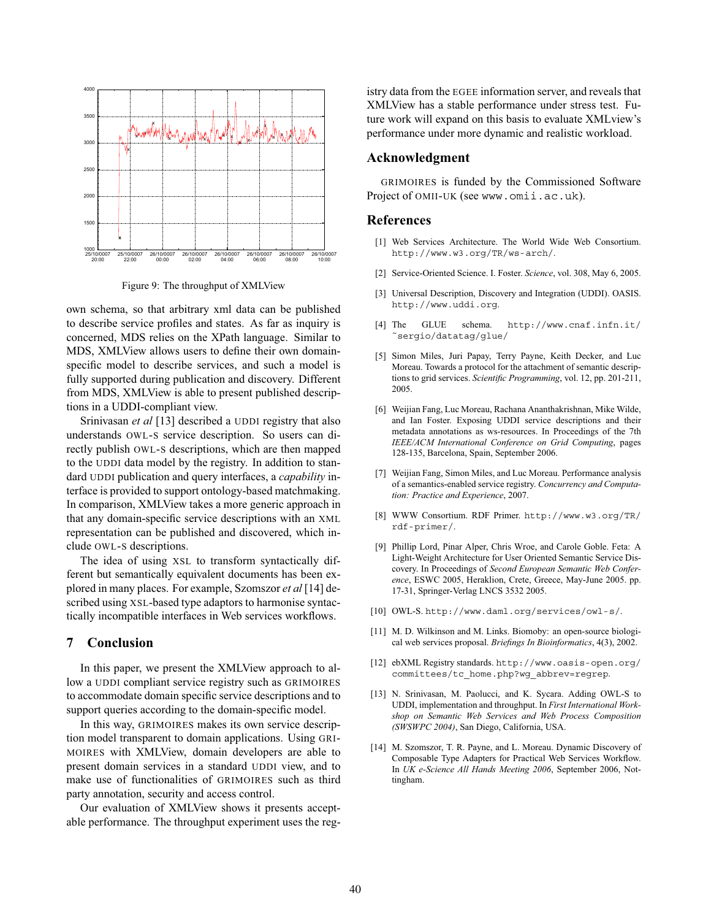4000

3500

3000

2500

2000

1500

1000

25/10/0007 20:00

25/10/0007 22:00

26/10/0007 00:00

26/10/0007 02:00

26/10/0007 04:00

26/10/0007 06:00

26/10/0007 08:00

26/10/0007 10:00

Figure 9: The throughput of XMLView

own schema, so that arbitrary xml data can be published to describe service profiles and states. As far as inquiry is concerned, MDS relies on the XPath language. Similar to MDS, XMLView allows users to define their own domain-specific model to describe services, and such a model is fully supported during publication and discovery. Different from MDS, XMLView is able to present published descriptions in a UDDI-compliant view.

Srinivasan *et al* [13] described a UDDI registry that also understands OWL-S service description. So users can directly publish OWL-S descriptions, which are then mapped to the UDDI data model by the registry. In addition to standard UDDI publication and query interfaces, a *capability* interface is provided to support ontology-based matchmaking. In comparison, XMLView takes a more generic approach in that any domain-specific service descriptions with an XML representation can be published and discovered, which include OWL-S descriptions.

The idea of using XSL to transform syntactically different but semantically equivalent documents has been explored in many places. For example, Szomszor *et al* [14] described using XSL-based type adaptors to harmonise syntactically incompatible interfaces in Web services workflows.

## 7 Conclusion

In this paper, we present the XMLView approach to allow a UDDI compliant service registry such as GRIMOIRES to accommodate domain specific service descriptions and to support queries according to the domain-specific model.

In this way, GRIMOIRES makes its own service description model transparent to domain applications. Using GRIMOIRES with XMLView, domain developers are able to present domain services in a standard UDDI view, and to make use of functionalities of GRIMOIRES such as third party annotation, security and access control.

Our evaluation of XMLView shows it presents acceptable performance. The throughput experiment uses the registry data from the EGEE information server, and reveals that XMLView has a stable performance under stress test. Future work will expand on this basis to evaluate XMLview's performance under more dynamic and realistic workload.

## Acknowledgment

GRIMOIRES is funded by the Commissioned Software Project of OMII-UK (see www.omii.ac.uk).

## References

[1] Web Services Architecture. The World Wide Web Consortium. http://www.w3.org/TR/ws-arch/.

[2] Service-Oriented Science. I. Foster. *Science*, vol. 308, May 6, 2005.

[3] Universal Description, Discovery and Integration (UDDI). OASIS. http://www.uddi.org.

[4] The GLUE schema. http://www.cnaf.infn.it/~sergio/datatag/glue/

[5] Simon Miles, Juri Papay, Terry Payne, Keith Decker, and Luc Moreau. Towards a protocol for the attachment of semantic descriptions to grid services. *Scientific Programming*, vol. 12, pp. 201-211, 2005.

[6] Weijian Fang, Luc Moreau, Rachana Ananthakrishnan, Mike Wilde, and Ian Foster. Exposing UDDI service descriptions and their metadata annotations as ws-resources. In Proceedings of the 7th *IEEE/ACM International Conference on Grid Computing*, pages 128-135, Barcelona, Spain, September 2006.

[7] Weijian Fang, Simon Miles, and Luc Moreau. Performance analysis of a semantics-enabled service registry. *Concurrency and Computation: Practice and Experience*, 2007.

[8] WWW Consortium. RDF Primer. http://www.w3.org/TR/rdf-primer/.

[9] Phillip Lord, Pinar Alper, Chris Wroe, and Carole Goble. Feta: A Light-Weight Architecture for User Oriented Semantic Service Discovery. In Proceedings of *Second European Semantic Web Conference*, ESWC 2005, Heraklion, Crete, Greece, May-June 2005. pp. 17-31, Springer-Verlag LNCS 3532 2005.

[10] OWL-S. http://www.daml.org/services/owl-s/.

[11] M. D. Wilkinson and M. Links. Biomoby: an open-source biological web services proposal. *Briefings In Bioinformatics*, 4(3), 2002.

[12] ebXML Registry standards. http://www.oasis-open.org/committees/tc_home.php?wg_abbrev=regrep.

[13] N. Srinivasan, M. Paolucci, and K. Sycara. Adding OWL-S to UDDI, implementation and throughput. In *First International Workshop on Semantic Web Services and Web Process Composition (SWSWPC 2004)*, San Diego, California, USA.

[14] M. Szomszor, T. R. Payne, and L. Moreau. Dynamic Discovery of Composable Type Adapters for Practical Web Services Workflow. In *UK e-Science All Hands Meeting 2006*, September 2006, Nottingham.